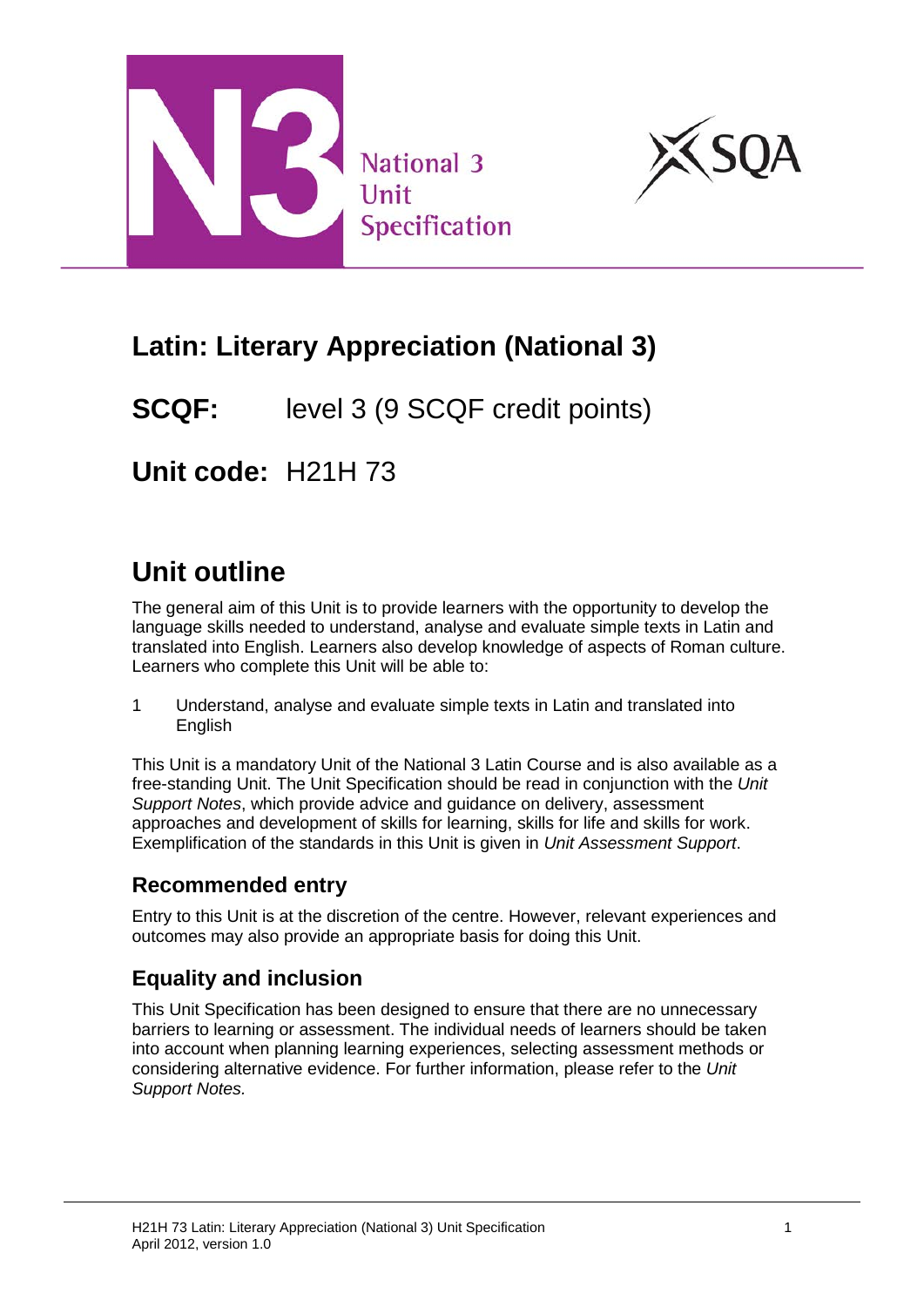National 3 Unit Specification

# Latin: Literary Appreciation (National 3)

**SCQF:** level 3 (9 SCQF credit points)

**Unit code:** H21H 73

## Unit outline

The general aim of this Unit is to provide learners with the opportunity to develop the language skills needed to understand, analyse and evaluate simple texts in Latin and translated into English. Learners also develop knowledge of aspects of Roman culture. Learners who complete this Unit will be able to:

1 Understand, analyse and evaluate simple texts in Latin and translated into English

This Unit is a mandatory Unit of the National 3 Latin Course and is also available as a free-standing Unit. The Unit Specification should be read in conjunction with the *Unit Support Notes*, which provide advice and guidance on delivery, assessment approaches and development of skills for learning, skills for life and skills for work. Exemplification of the standards in this Unit is given in *Unit Assessment Support*.

### Recommended entry

Entry to this Unit is at the discretion of the centre. However, relevant experiences and outcomes may also provide an appropriate basis for doing this Unit.

### Equality and inclusion

This Unit Specification has been designed to ensure that there are no unnecessary barriers to learning or assessment. The individual needs of learners should be taken into account when planning learning experiences, selecting assessment methods or considering alternative evidence. For further information, please refer to the *Unit Support Notes.*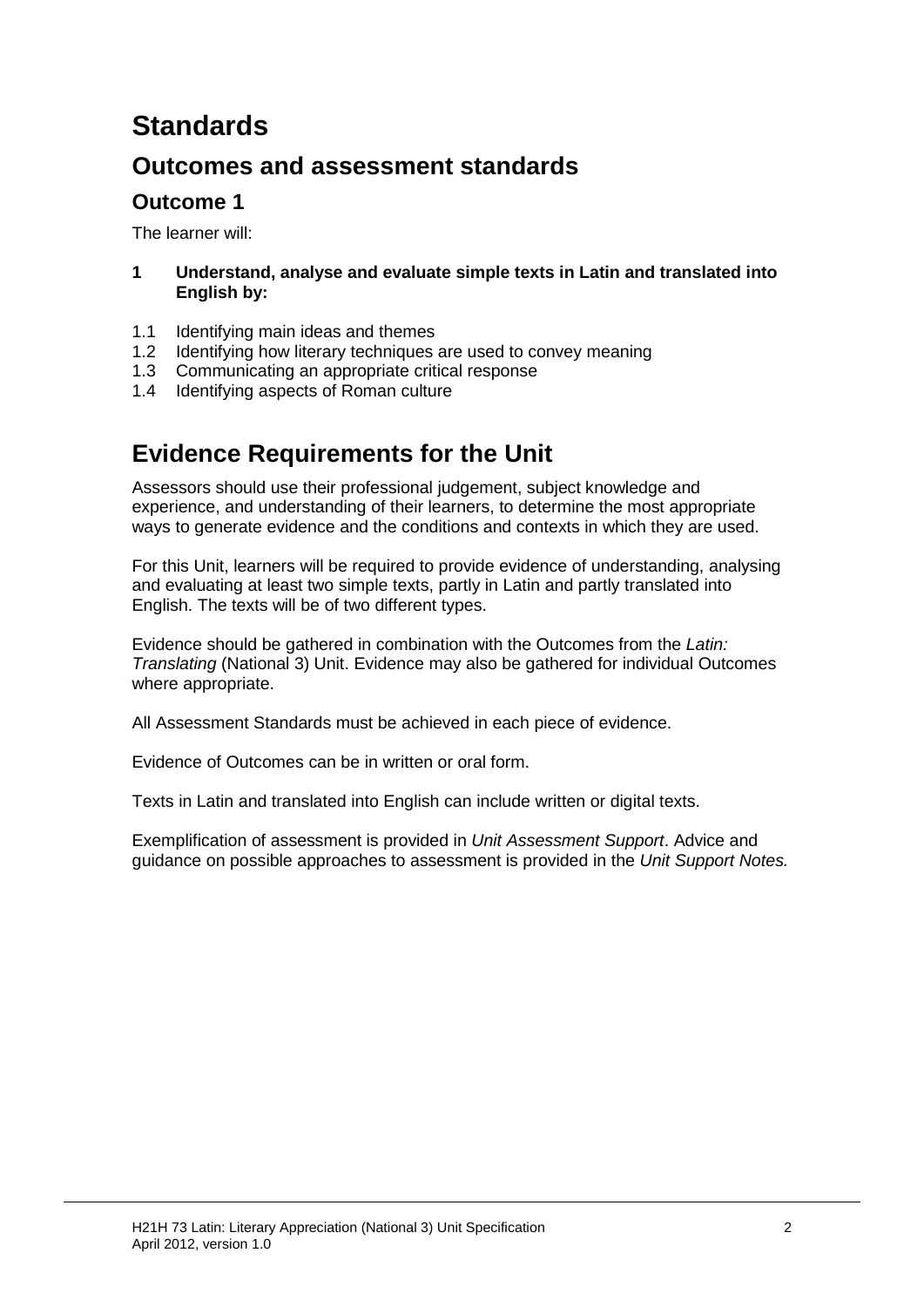# Standards

## Outcomes and assessment standards

### Outcome 1

The learner will:

**1 Understand, analyse and evaluate simple texts in Latin and translated into English by:**

1.1 Identifying main ideas and themes
1.2 Identifying how literary techniques are used to convey meaning
1.3 Communicating an appropriate critical response
1.4 Identifying aspects of Roman culture

# Evidence Requirements for the Unit

Assessors should use their professional judgement, subject knowledge and experience, and understanding of their learners, to determine the most appropriate ways to generate evidence and the conditions and contexts in which they are used.

For this Unit, learners will be required to provide evidence of understanding, analysing and evaluating at least two simple texts, partly in Latin and partly translated into English. The texts will be of two different types.

Evidence should be gathered in combination with the Outcomes from the *Latin: Translating* (National 3) Unit. Evidence may also be gathered for individual Outcomes where appropriate.

All Assessment Standards must be achieved in each piece of evidence.

Evidence of Outcomes can be in written or oral form.

Texts in Latin and translated into English can include written or digital texts.

Exemplification of assessment is provided in *Unit Assessment Support*. Advice and guidance on possible approaches to assessment is provided in the *Unit Support Notes.*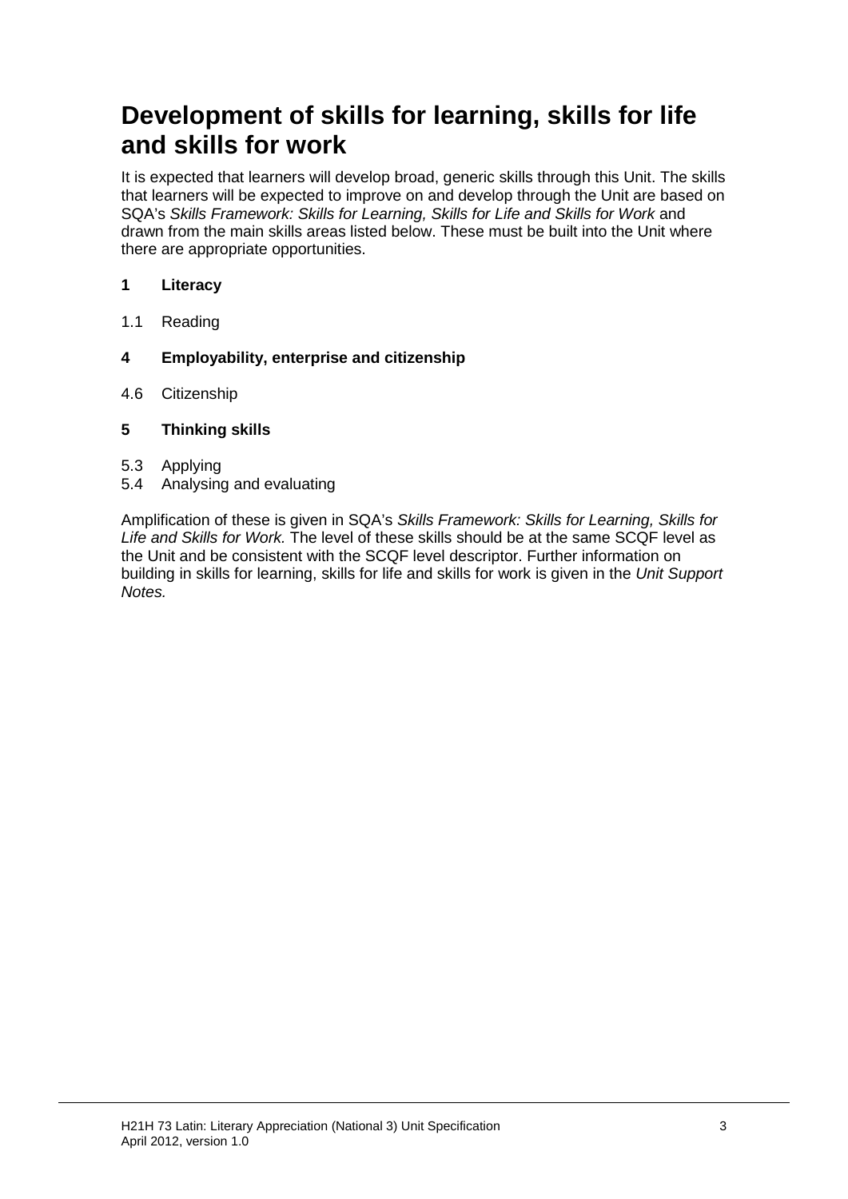## Development of skills for learning, skills for life and skills for work

It is expected that learners will develop broad, generic skills through this Unit. The skills that learners will be expected to improve on and develop through the Unit are based on SQA's *Skills Framework: Skills for Learning, Skills for Life and Skills for Work* and drawn from the main skills areas listed below. These must be built into the Unit where there are appropriate opportunities.

**1 Literacy**

1.1 Reading

**4 Employability, enterprise and citizenship**

4.6 Citizenship

**5 Thinking skills**

5.3 Applying
5.4 Analysing and evaluating

Amplification of these is given in SQA's *Skills Framework: Skills for Learning, Skills for Life and Skills for Work.* The level of these skills should be at the same SCQF level as the Unit and be consistent with the SCQF level descriptor. Further information on building in skills for learning, skills for life and skills for work is given in the *Unit Support Notes.*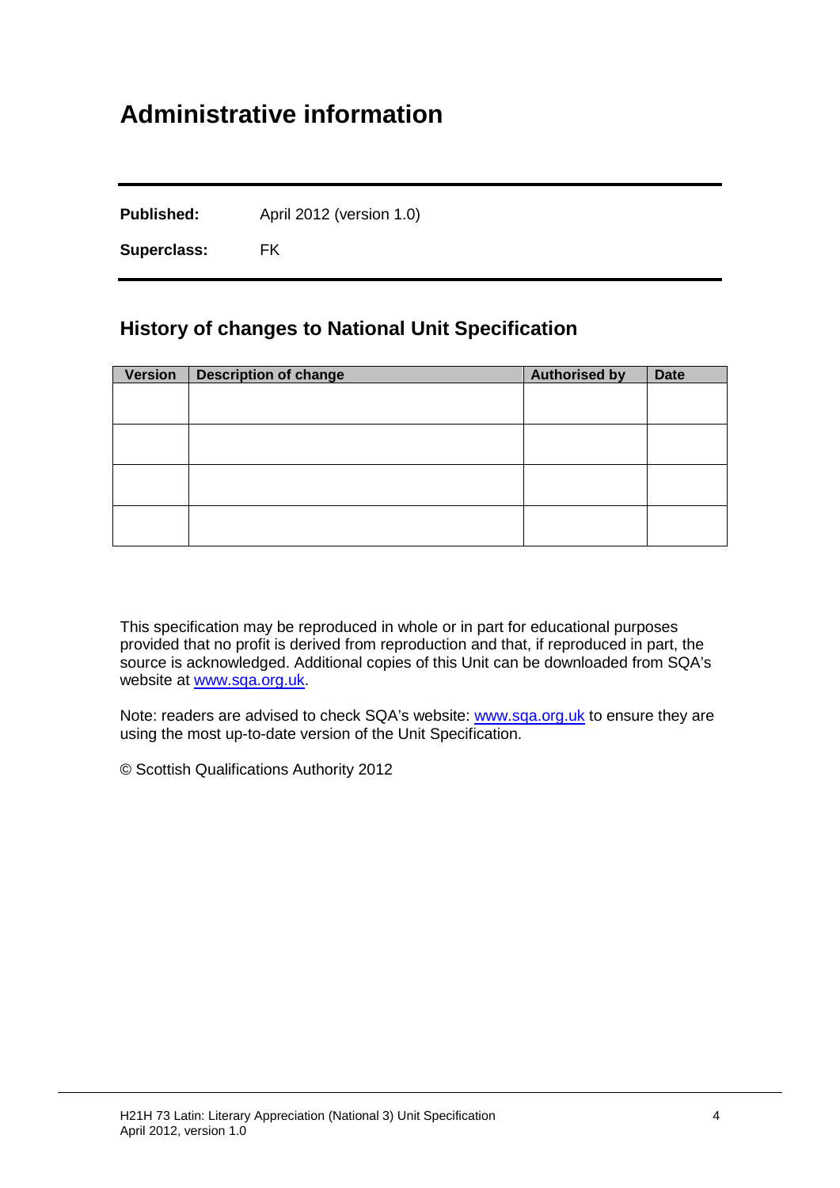# Administrative information

**Published:** April 2012 (version 1.0)

**Superclass:** FK

## History of changes to National Unit Specification

| Version | Description of change | Authorised by | Date |
|---|---|---|---|
| | | | |
| | | | |
| | | | |
| | | | |

This specification may be reproduced in whole or in part for educational purposes provided that no profit is derived from reproduction and that, if reproduced in part, the source is acknowledged. Additional copies of this Unit can be downloaded from SQA's website at www.sqa.org.uk.

Note: readers are advised to check SQA's website: www.sqa.org.uk to ensure they are using the most up-to-date version of the Unit Specification.

© Scottish Qualifications Authority 2012